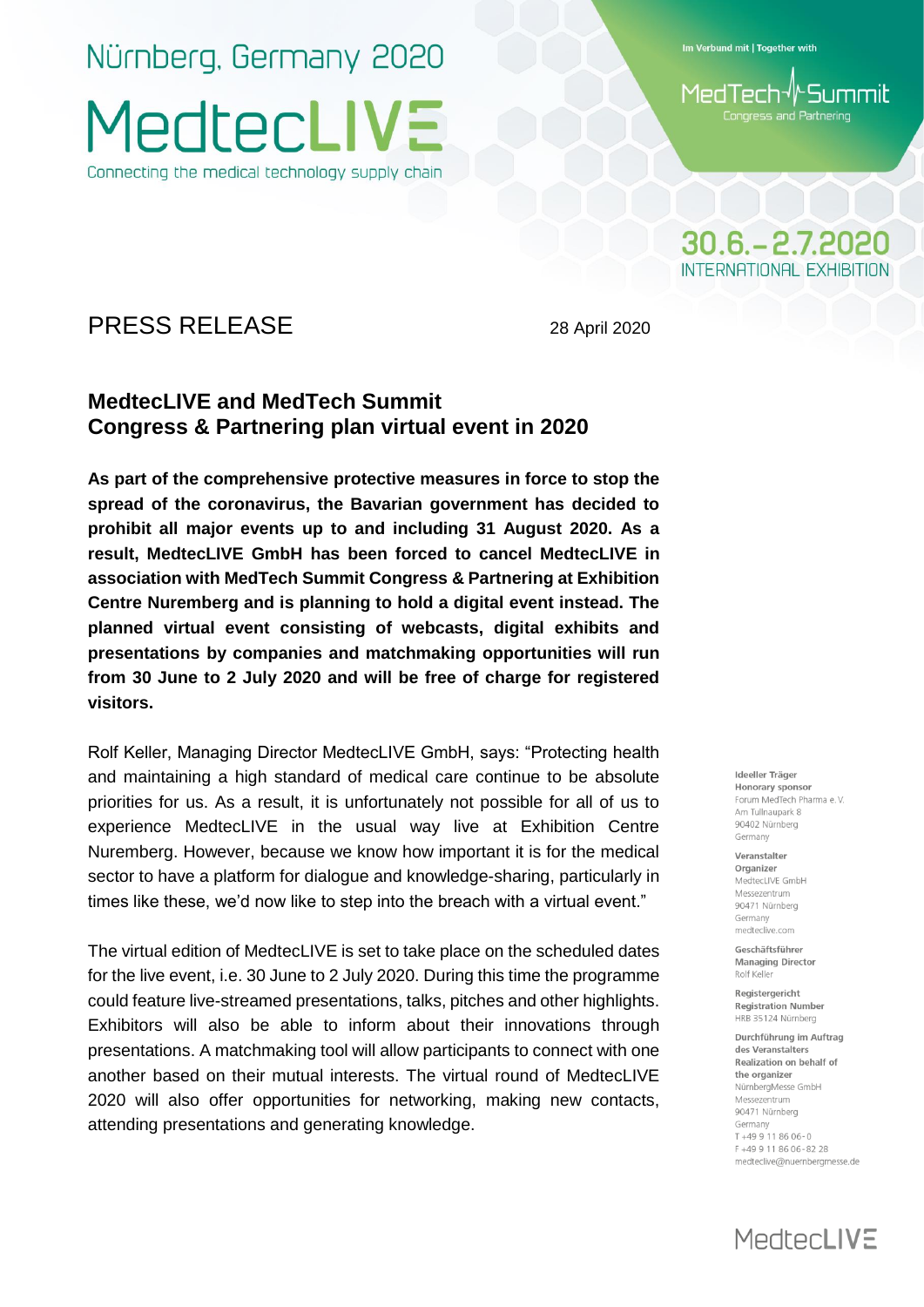Nürnberg, Germany 2020

MedtecLIVE

Connecting the medical technology supply chain

Im Verbund mit | Together with

MedTech Summit
Congress and Partnering

30.6.–2.7.2020
INTERNATIONAL EXHIBITION

PRESS RELEASE

28 April 2020

## MedtecLIVE and MedTech Summit Congress & Partnering plan virtual event in 2020

**As part of the comprehensive protective measures in force to stop the spread of the coronavirus, the Bavarian government has decided to prohibit all major events up to and including 31 August 2020. As a result, MedtecLIVE GmbH has been forced to cancel MedtecLIVE in association with MedTech Summit Congress & Partnering at Exhibition Centre Nuremberg and is planning to hold a digital event instead. The planned virtual event consisting of webcasts, digital exhibits and presentations by companies and matchmaking opportunities will run from 30 June to 2 July 2020 and will be free of charge for registered visitors.**

Rolf Keller, Managing Director MedtecLIVE GmbH, says: "Protecting health and maintaining a high standard of medical care continue to be absolute priorities for us. As a result, it is unfortunately not possible for all of us to experience MedtecLIVE in the usual way live at Exhibition Centre Nuremberg. However, because we know how important it is for the medical sector to have a platform for dialogue and knowledge-sharing, particularly in times like these, we'd now like to step into the breach with a virtual event."

The virtual edition of MedtecLIVE is set to take place on the scheduled dates for the live event, i.e. 30 June to 2 July 2020. During this time the programme could feature live-streamed presentations, talks, pitches and other highlights. Exhibitors will also be able to inform about their innovations through presentations. A matchmaking tool will allow participants to connect with one another based on their mutual interests. The virtual round of MedtecLIVE 2020 will also offer opportunities for networking, making new contacts, attending presentations and generating knowledge.

**Ideeller Träger**
**Honorary sponsor**
Forum MedTech Pharma e. V.
Am Tullnaupark 8
90402 Nürnberg
Germany

**Veranstalter**
**Organizer**
MedtecLIVE GmbH
Messezentrum
90471 Nürnberg
Germany
medteclive.com

**Geschäftsführer**
**Managing Director**
Rolf Keller

**Registergericht**
**Registration Number**
HRB 35124 Nürnberg

**Durchführung im Auftrag des Veranstalters**
**Realization on behalf of the organizer**
NürnbergMesse GmbH
Messezentrum
90471 Nürnberg
Germany
T +49 9 11 86 06-0
F +49 9 11 86 06-82 28
medteclive@nuernbergmesse.de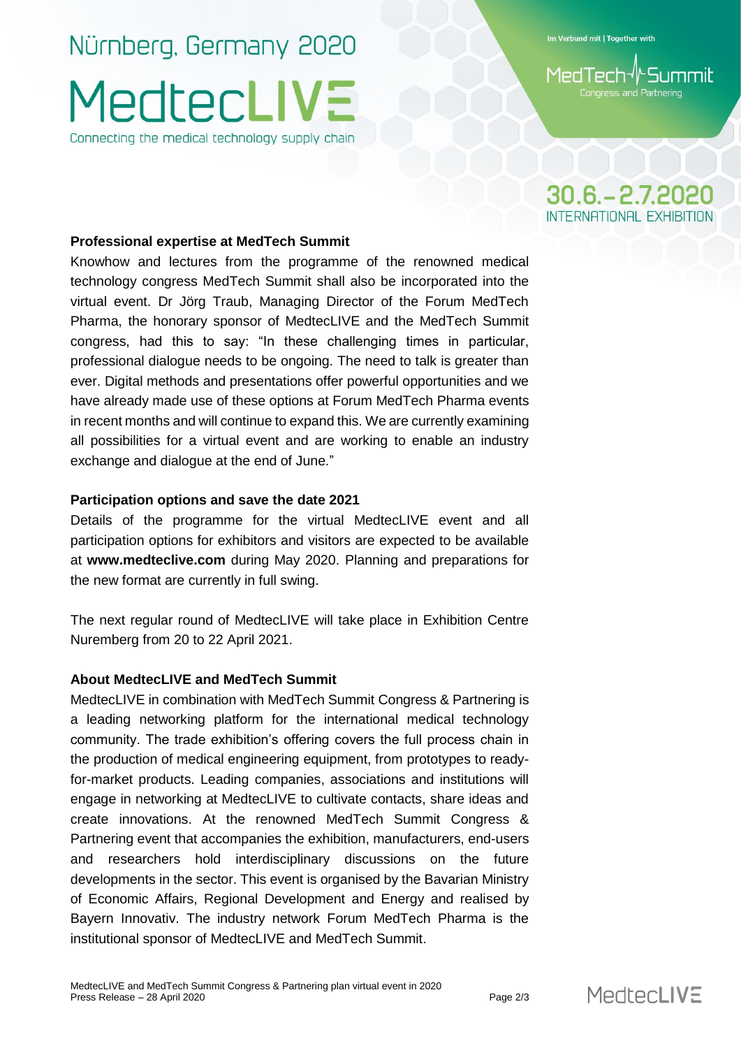### Professional expertise at MedTech Summit

Knowhow and lectures from the programme of the renowned medical technology congress MedTech Summit shall also be incorporated into the virtual event. Dr Jörg Traub, Managing Director of the Forum MedTech Pharma, the honorary sponsor of MedtecLIVE and the MedTech Summit congress, had this to say: "In these challenging times in particular, professional dialogue needs to be ongoing. The need to talk is greater than ever. Digital methods and presentations offer powerful opportunities and we have already made use of these options at Forum MedTech Pharma events in recent months and will continue to expand this. We are currently examining all possibilities for a virtual event and are working to enable an industry exchange and dialogue at the end of June."

### Participation options and save the date 2021

Details of the programme for the virtual MedtecLIVE event and all participation options for exhibitors and visitors are expected to be available at **www.medteclive.com** during May 2020. Planning and preparations for the new format are currently in full swing.

The next regular round of MedtecLIVE will take place in Exhibition Centre Nuremberg from 20 to 22 April 2021.

### About MedtecLIVE and MedTech Summit

MedtecLIVE in combination with MedTech Summit Congress & Partnering is a leading networking platform for the international medical technology community. The trade exhibition's offering covers the full process chain in the production of medical engineering equipment, from prototypes to ready-for-market products. Leading companies, associations and institutions will engage in networking at MedtecLIVE to cultivate contacts, share ideas and create innovations. At the renowned MedTech Summit Congress & Partnering event that accompanies the exhibition, manufacturers, end-users and researchers hold interdisciplinary discussions on the future developments in the sector. This event is organised by the Bavarian Ministry of Economic Affairs, Regional Development and Energy and realised by Bayern Innovativ. The industry network Forum MedTech Pharma is the institutional sponsor of MedtecLIVE and MedTech Summit.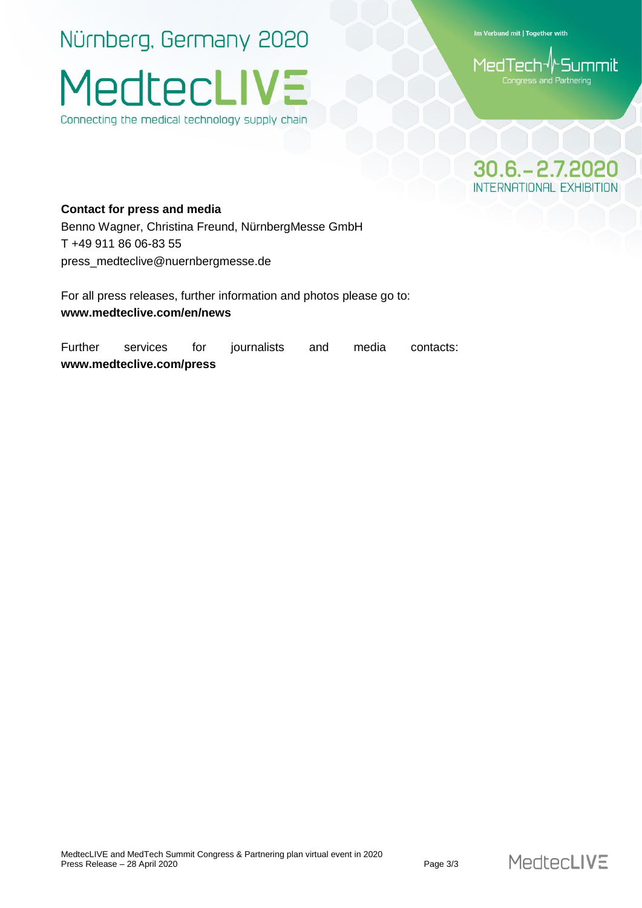**Contact for press and media**

Benno Wagner, Christina Freund, NürnbergMesse GmbH
T +49 911 86 06-83 55
press_medteclive@nuernbergmesse.de

For all press releases, further information and photos please go to:
**www.medteclive.com/en/news**

Further services for journalists and media contacts:
**www.medteclive.com/press**